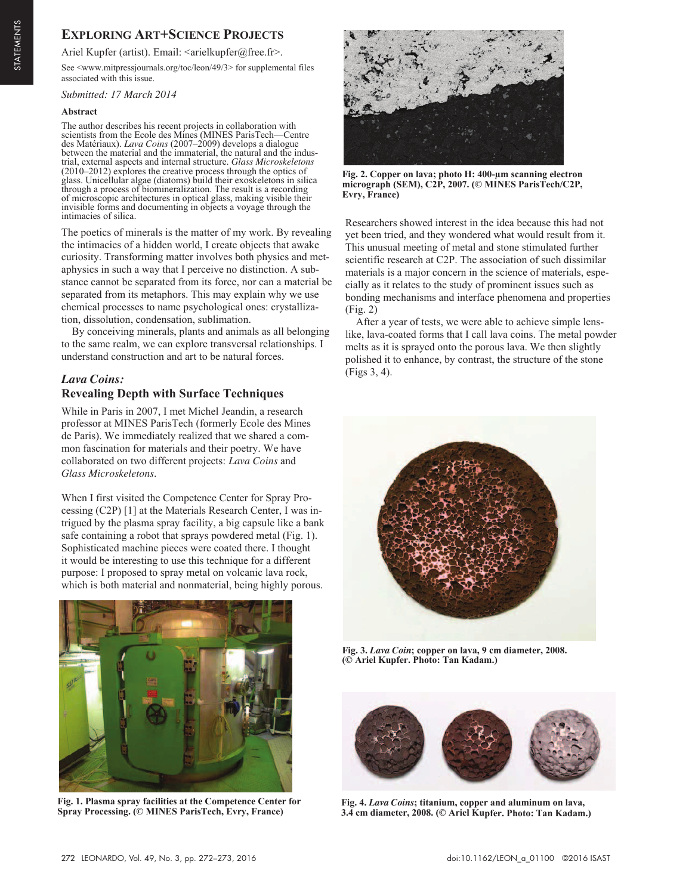# Exploring Art+Science Projects

Ariel Kupfer (artist). Email: <arielkupfer@free.fr>.

See <www.mitpressjournals.org/toc/leon/49/3> for supplemental files associated with this issue.

*Submitted: 17 March 2014*

**Abstract**

The author describes his recent projects in collaboration with scientists from the Ecole des Mines (MINES ParisTech—Centre des Matériaux). *Lava Coins* (2007–2009) develops a dialogue between the material and the immaterial, the natural and the industrial, external aspects and internal structure. *Glass Microskeletons* (2010–2012) explores the creative process through the optics of glass. Unicellular algae (diatoms) build their exoskeletons in silica through a process of biomineralization. The result is a recording of microscopic architectures in optical glass, making visible their invisible forms and documenting in objects a voyage through the intimacies of silica.

The poetics of minerals is the matter of my work. By revealing the intimacies of a hidden world, I create objects that awake curiosity. Transforming matter involves both physics and metaphysics in such a way that I perceive no distinction. A substance cannot be separated from its force, nor can a material be separated from its metaphors. This may explain why we use chemical processes to name psychological ones: crystallization, dissolution, condensation, sublimation.

By conceiving minerals, plants and animals as all belonging to the same realm, we can explore transversal relationships. I understand construction and art to be natural forces.

## *Lava Coins:* Revealing Depth with Surface Techniques

While in Paris in 2007, I met Michel Jeandin, a research professor at MINES ParisTech (formerly Ecole des Mines de Paris). We immediately realized that we shared a common fascination for materials and their poetry. We have collaborated on two different projects: *Lava Coins* and *Glass Microskeletons*.

When I first visited the Competence Center for Spray Processing (C2P) [1] at the Materials Research Center, I was intrigued by the plasma spray facility, a big capsule like a bank safe containing a robot that sprays powdered metal (Fig. 1). Sophisticated machine pieces were coated there. I thought it would be interesting to use this technique for a different purpose: I proposed to spray metal on volcanic lava rock, which is both material and nonmaterial, being highly porous.

**Fig. 1. Plasma spray facilities at the Competence Center for Spray Processing. (© MINES ParisTech, Evry, France)**

**Fig. 2. Copper on lava; photo H: 400-µm scanning electron micrograph (SEM), C2P, 2007. (© MINES ParisTech/C2P, Evry, France)**

Researchers showed interest in the idea because this had not yet been tried, and they wondered what would result from it. This unusual meeting of metal and stone stimulated further scientific research at C2P. The association of such dissimilar materials is a major concern in the science of materials, especially as it relates to the study of prominent issues such as bonding mechanisms and interface phenomena and properties (Fig. 2)

After a year of tests, we were able to achieve simple lens-like, lava-coated forms that I call lava coins. The metal powder melts as it is sprayed onto the porous lava. We then slightly polished it to enhance, by contrast, the structure of the stone (Figs 3, 4).

**Fig. 3. *Lava Coin*; copper on lava, 9 cm diameter, 2008. (© Ariel Kupfer. Photo: Tan Kadam.)**

**Fig. 4. *Lava Coins*; titanium, copper and aluminum on lava, 3.4 cm diameter, 2008. (© Ariel Kupfer. Photo: Tan Kadam.)**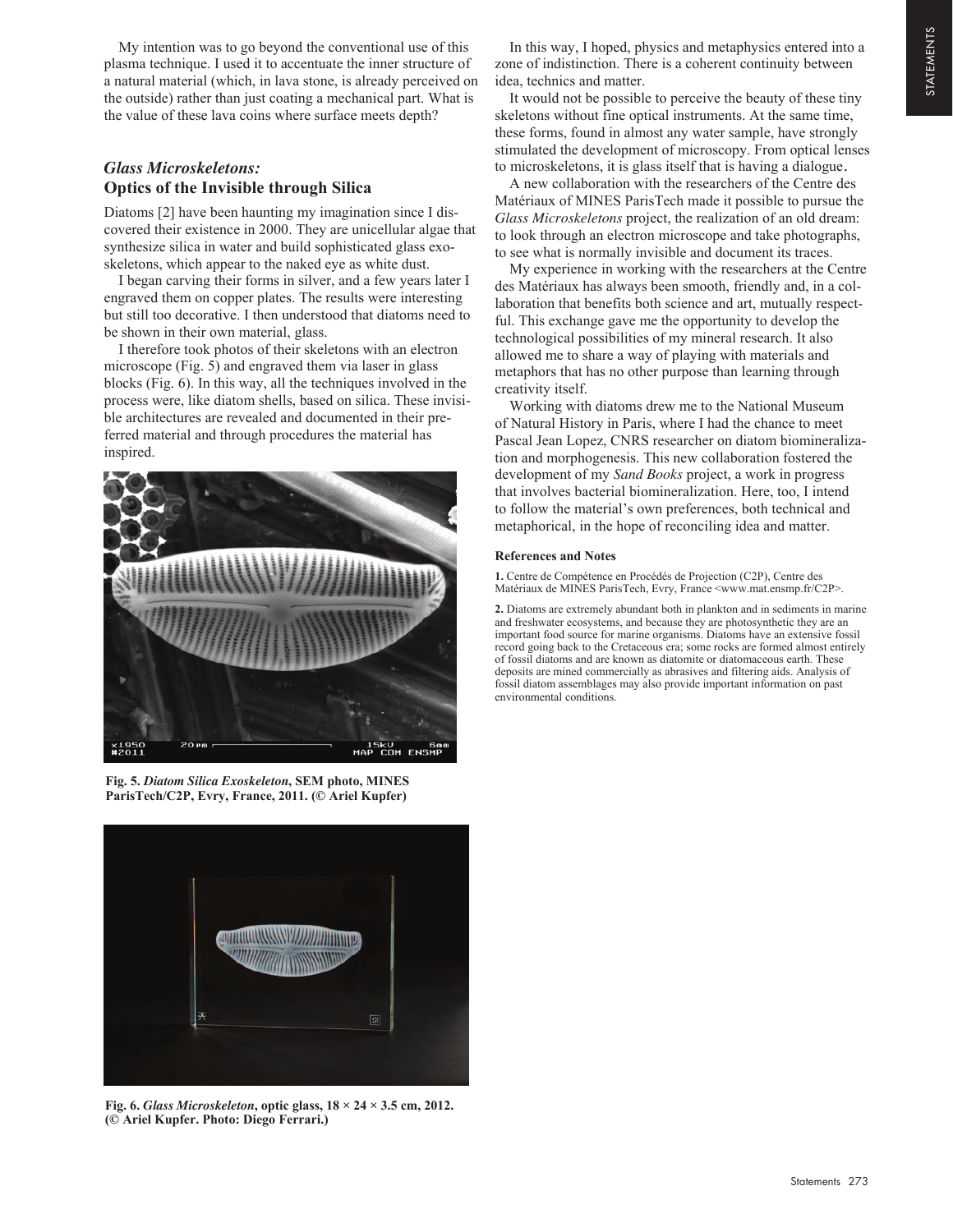My intention was to go beyond the conventional use of this plasma technique. I used it to accentuate the inner structure of a natural material (which, in lava stone, is already perceived on the outside) rather than just coating a mechanical part. What is the value of these lava coins where surface meets depth?

## *Glass Microskeletons:* Optics of the Invisible through Silica

Diatoms [2] have been haunting my imagination since I discovered their existence in 2000. They are unicellular algae that synthesize silica in water and build sophisticated glass exoskeletons, which appear to the naked eye as white dust.

I began carving their forms in silver, and a few years later I engraved them on copper plates. The results were interesting but still too decorative. I then understood that diatoms need to be shown in their own material, glass.

I therefore took photos of their skeletons with an electron microscope (Fig. 5) and engraved them via laser in glass blocks (Fig. 6). In this way, all the techniques involved in the process were, like diatom shells, based on silica. These invisible architectures are revealed and documented in their preferred material and through procedures the material has inspired.

**Fig. 5. *Diatom Silica Exoskeleton*, SEM photo, MINES ParisTech/C2P, Evry, France, 2011. (© Ariel Kupfer)**

**Fig. 6. *Glass Microskeleton*, optic glass, 18 × 24 × 3.5 cm, 2012. (© Ariel Kupfer. Photo: Diego Ferrari.)**

In this way, I hoped, physics and metaphysics entered into a zone of indistinction. There is a coherent continuity between idea, technics and matter.

It would not be possible to perceive the beauty of these tiny skeletons without fine optical instruments. At the same time, these forms, found in almost any water sample, have strongly stimulated the development of microscopy. From optical lenses to microskeletons, it is glass itself that is having a dialogue.

A new collaboration with the researchers of the Centre des Matériaux of MINES ParisTech made it possible to pursue the *Glass Microskeletons* project, the realization of an old dream: to look through an electron microscope and take photographs, to see what is normally invisible and document its traces.

My experience in working with the researchers at the Centre des Matériaux has always been smooth, friendly and, in a collaboration that benefits both science and art, mutually respectful. This exchange gave me the opportunity to develop the technological possibilities of my mineral research. It also allowed me to share a way of playing with materials and metaphors that has no other purpose than learning through creativity itself.

Working with diatoms drew me to the National Museum of Natural History in Paris, where I had the chance to meet Pascal Jean Lopez, CNRS researcher on diatom biomineralization and morphogenesis. This new collaboration fostered the development of my *Sand Books* project, a work in progress that involves bacterial biomineralization. Here, too, I intend to follow the material's own preferences, both technical and metaphorical, in the hope of reconciling idea and matter.

#### References and Notes

**1.** Centre de Compétence en Procédés de Projection (C2P), Centre des Matériaux de MINES ParisTech, Evry, France <www.mat.ensmp.fr/C2P>.

**2.** Diatoms are extremely abundant both in plankton and in sediments in marine and freshwater ecosystems, and because they are photosynthetic they are an important food source for marine organisms. Diatoms have an extensive fossil record going back to the Cretaceous era; some rocks are formed almost entirely of fossil diatoms and are known as diatomite or diatomaceous earth. These deposits are mined commercially as abrasives and filtering aids. Analysis of fossil diatom assemblages may also provide important information on past environmental conditions.